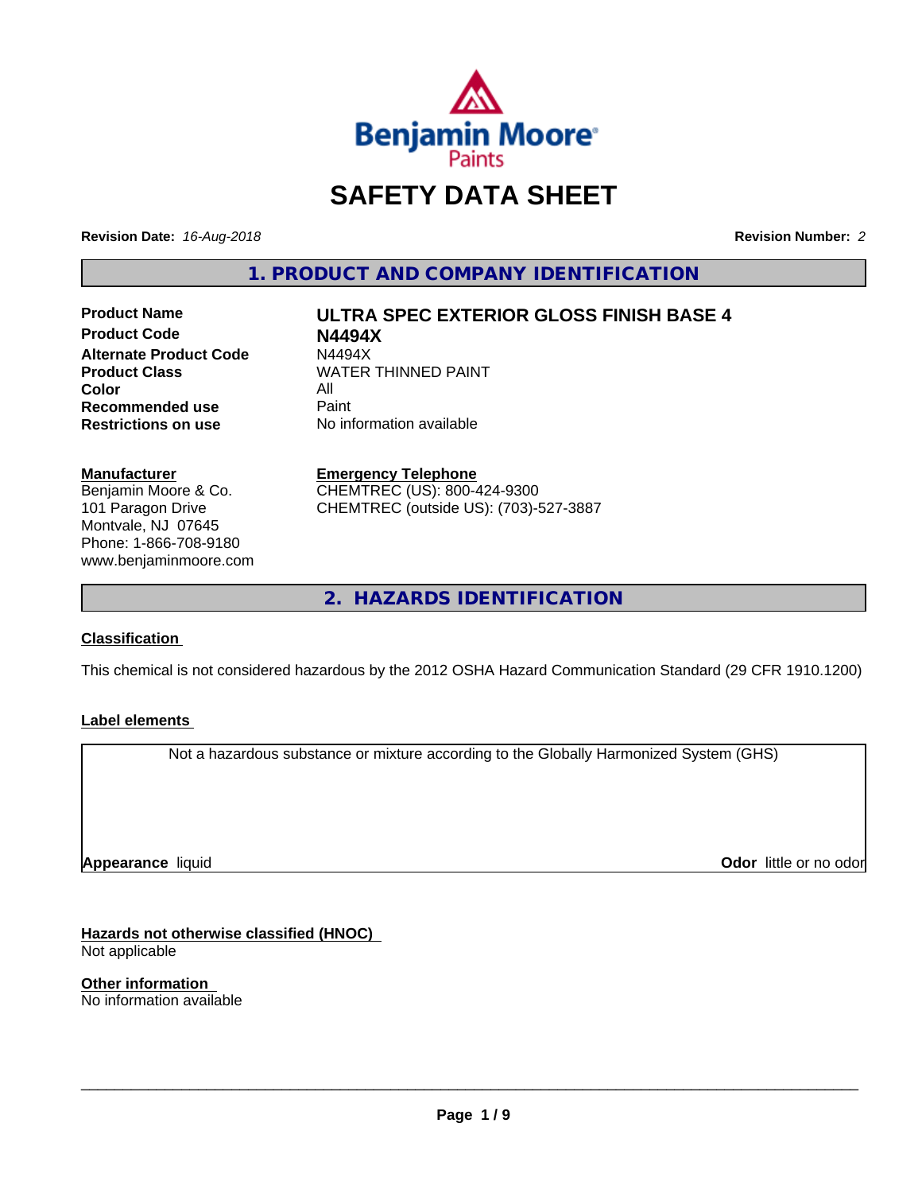# SAFETY DATA SHEET

**Revision Date:** *16-Aug-2018*

**Revision Number:** *2*

## 1. PRODUCT AND COMPANY IDENTIFICATION

| | |
|---|---|
| **Product Name** | **ULTRA SPEC EXTERIOR GLOSS FINISH BASE 4** |
| **Product Code** | **N4494X** |
| **Alternate Product Code** | N4494X |
| **Product Class** | WATER THINNED PAINT |
| **Color** | All |
| **Recommended use** | Paint |
| **Restrictions on use** | No information available |

**Manufacturer**
Benjamin Moore & Co.
101 Paragon Drive
Montvale, NJ 07645
Phone: 1-866-708-9180
www.benjaminmoore.com

**Emergency Telephone**
CHEMTREC (US): 800-424-9300
CHEMTREC (outside US): (703)-527-3887

## 2. HAZARDS IDENTIFICATION

### Classification

This chemical is not considered hazardous by the 2012 OSHA Hazard Communication Standard (29 CFR 1910.1200)

### Label elements

Not a hazardous substance or mixture according to the Globally Harmonized System (GHS)

**Appearance** liquid

**Odor** little or no odor

### Hazards not otherwise classified (HNOC)

Not applicable

### Other information

No information available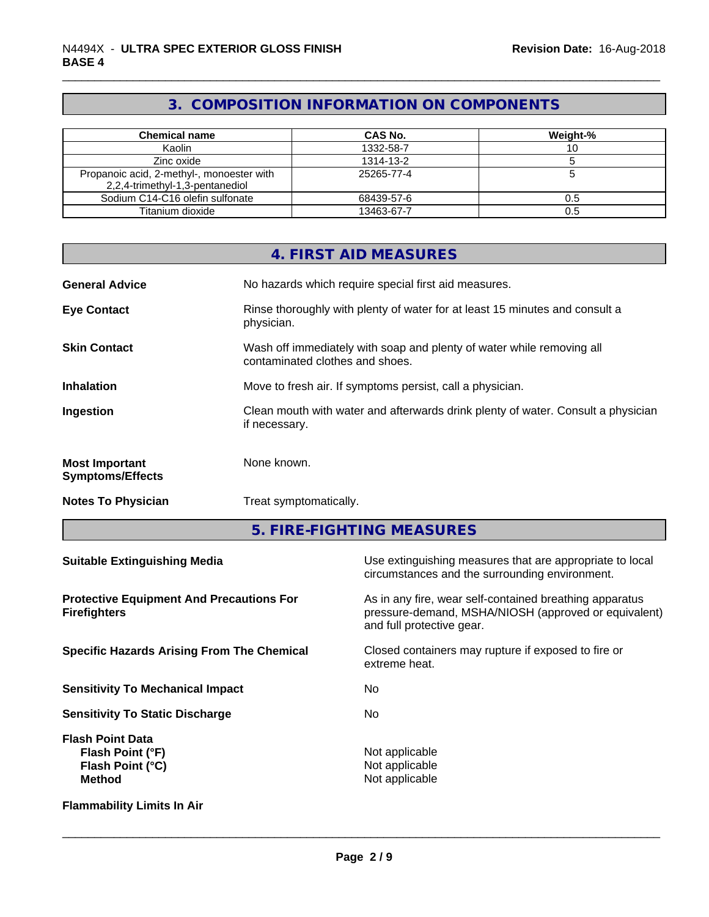## 3. COMPOSITION INFORMATION ON COMPONENTS

| Chemical name | CAS No. | Weight-% |
|---|---|---|
| Kaolin | 1332-58-7 | 10 |
| Zinc oxide | 1314-13-2 | 5 |
| Propanoic acid, 2-methyl-, monoester with 2,2,4-trimethyl-1,3-pentanediol | 25265-77-4 | 5 |
| Sodium C14-C16 olefin sulfonate | 68439-57-6 | 0.5 |
| Titanium dioxide | 13463-67-7 | 0.5 |

## 4. FIRST AID MEASURES

**General Advice**: No hazards which require special first aid measures.

**Eye Contact**: Rinse thoroughly with plenty of water for at least 15 minutes and consult a physician.

**Skin Contact**: Wash off immediately with soap and plenty of water while removing all contaminated clothes and shoes.

**Inhalation**: Move to fresh air. If symptoms persist, call a physician.

**Ingestion**: Clean mouth with water and afterwards drink plenty of water. Consult a physician if necessary.

**Most Important Symptoms/Effects**: None known.

**Notes To Physician**: Treat symptomatically.

## 5. FIRE-FIGHTING MEASURES

**Suitable Extinguishing Media**: Use extinguishing measures that are appropriate to local circumstances and the surrounding environment.

**Protective Equipment And Precautions For Firefighters**: As in any fire, wear self-contained breathing apparatus pressure-demand, MSHA/NIOSH (approved or equivalent) and full protective gear.

**Specific Hazards Arising From The Chemical**: Closed containers may rupture if exposed to fire or extreme heat.

**Sensitivity To Mechanical Impact**: No

**Sensitivity To Static Discharge**: No

**Flash Point Data**
- **Flash Point (°F)**: Not applicable
- **Flash Point (°C)**: Not applicable
- **Method**: Not applicable

**Flammability Limits In Air**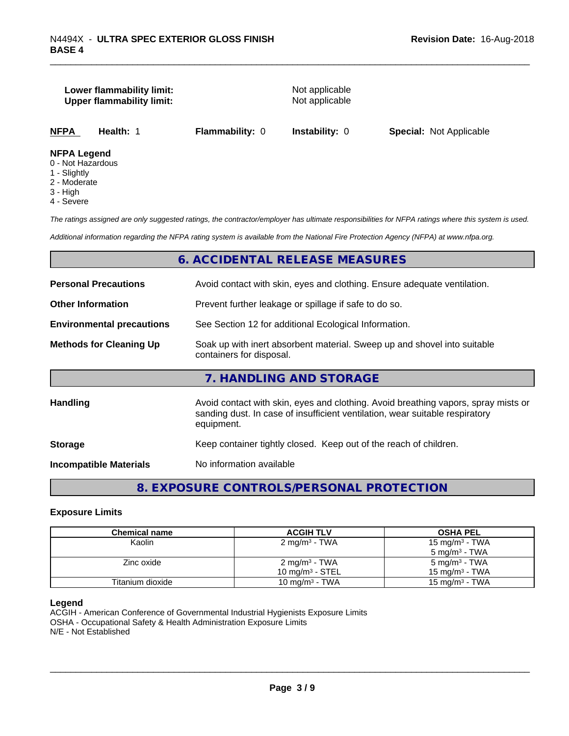| | |
|---|---|
| **Lower flammability limit:** | Not applicable |
| **Upper flammability limit:** | Not applicable |

| **NFPA** | **Health:** 1 | **Flammability:** 0 | **Instability:** 0 | **Special:** Not Applicable |
|---|---|---|---|---|

**NFPA Legend**
0 - Not Hazardous
1 - Slightly
2 - Moderate
3 - High
4 - Severe

*The ratings assigned are only suggested ratings, the contractor/employer has ultimate responsibilities for NFPA ratings where this system is used.*

*Additional information regarding the NFPA rating system is available from the National Fire Protection Agency (NFPA) at www.nfpa.org.*

## 6. ACCIDENTAL RELEASE MEASURES

| | |
|---|---|
| **Personal Precautions** | Avoid contact with skin, eyes and clothing. Ensure adequate ventilation. |
| **Other Information** | Prevent further leakage or spillage if safe to do so. |
| **Environmental precautions** | See Section 12 for additional Ecological Information. |
| **Methods for Cleaning Up** | Soak up with inert absorbent material. Sweep up and shovel into suitable containers for disposal. |

## 7. HANDLING AND STORAGE

| | |
|---|---|
| **Handling** | Avoid contact with skin, eyes and clothing. Avoid breathing vapors, spray mists or sanding dust. In case of insufficient ventilation, wear suitable respiratory equipment. |
| **Storage** | Keep container tightly closed. Keep out of the reach of children. |
| **Incompatible Materials** | No information available |

## 8. EXPOSURE CONTROLS/PERSONAL PROTECTION

### Exposure Limits

| Chemical name | ACGIH TLV | OSHA PEL |
|---|---|---|
| Kaolin | 2 mg/m³ - TWA | 15 mg/m³ - TWA<br>5 mg/m³ - TWA |
| Zinc oxide | 2 mg/m³ - TWA<br>10 mg/m³ - STEL | 5 mg/m³ - TWA<br>15 mg/m³ - TWA |
| Titanium dioxide | 10 mg/m³ - TWA | 15 mg/m³ - TWA |

**Legend**
ACGIH - American Conference of Governmental Industrial Hygienists Exposure Limits
OSHA - Occupational Safety & Health Administration Exposure Limits
N/E - Not Established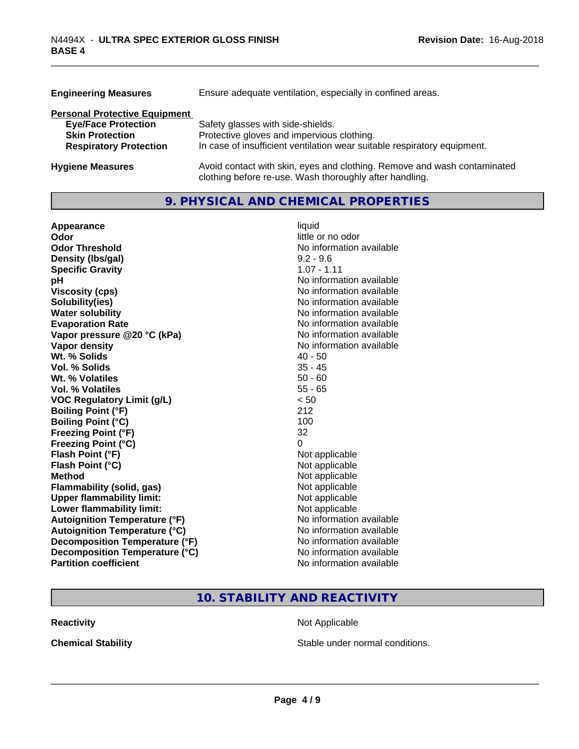**Engineering Measures** Ensure adequate ventilation, especially in confined areas.

**Personal Protective Equipment**

| | |
|---|---|
| **Eye/Face Protection** | Safety glasses with side-shields. |
| **Skin Protection** | Protective gloves and impervious clothing. |
| **Respiratory Protection** | In case of insufficient ventilation wear suitable respiratory equipment. |

**Hygiene Measures** Avoid contact with skin, eyes and clothing. Remove and wash contaminated clothing before re-use. Wash thoroughly after handling.

## 9. PHYSICAL AND CHEMICAL PROPERTIES

| | |
|---|---|
| **Appearance** | liquid |
| **Odor** | little or no odor |
| **Odor Threshold** | No information available |
| **Density (lbs/gal)** | 9.2 - 9.6 |
| **Specific Gravity** | 1.07 - 1.11 |
| **pH** | No information available |
| **Viscosity (cps)** | No information available |
| **Solubility(ies)** | No information available |
| **Water solubility** | No information available |
| **Evaporation Rate** | No information available |
| **Vapor pressure @20 °C (kPa)** | No information available |
| **Vapor density** | No information available |
| **Wt. % Solids** | 40 - 50 |
| **Vol. % Solids** | 35 - 45 |
| **Wt. % Volatiles** | 50 - 60 |
| **Vol. % Volatiles** | 55 - 65 |
| **VOC Regulatory Limit (g/L)** | < 50 |
| **Boiling Point (°F)** | 212 |
| **Boiling Point (°C)** | 100 |
| **Freezing Point (°F)** | 32 |
| **Freezing Point (°C)** | 0 |
| **Flash Point (°F)** | Not applicable |
| **Flash Point (°C)** | Not applicable |
| **Method** | Not applicable |
| **Flammability (solid, gas)** | Not applicable |
| **Upper flammability limit:** | Not applicable |
| **Lower flammability limit:** | Not applicable |
| **Autoignition Temperature (°F)** | No information available |
| **Autoignition Temperature (°C)** | No information available |
| **Decomposition Temperature (°F)** | No information available |
| **Decomposition Temperature (°C)** | No information available |
| **Partition coefficient** | No information available |

## 10. STABILITY AND REACTIVITY

| | |
|---|---|
| **Reactivity** | Not Applicable |
| **Chemical Stability** | Stable under normal conditions. |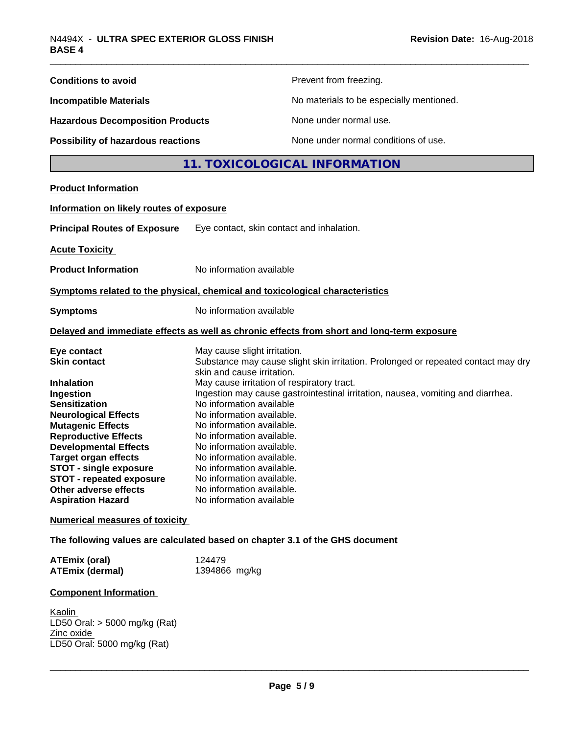| | |
|---|---|
| **Conditions to avoid** | Prevent from freezing. |
| **Incompatible Materials** | No materials to be especially mentioned. |
| **Hazardous Decomposition Products** | None under normal use. |
| **Possibility of hazardous reactions** | None under normal conditions of use. |

## 11. TOXICOLOGICAL INFORMATION

**Product Information**

**Information on likely routes of exposure**

**Principal Routes of Exposure** Eye contact, skin contact and inhalation.

**Acute Toxicity**

**Product Information** No information available

**Symptoms related to the physical, chemical and toxicological characteristics**

**Symptoms** No information available

**Delayed and immediate effects as well as chronic effects from short and long-term exposure**

| | |
|---|---|
| **Eye contact** | May cause slight irritation. |
| **Skin contact** | Substance may cause slight skin irritation. Prolonged or repeated contact may dry skin and cause irritation. |
| **Inhalation** | May cause irritation of respiratory tract. |
| **Ingestion** | Ingestion may cause gastrointestinal irritation, nausea, vomiting and diarrhea. |
| **Sensitization** | No information available |
| **Neurological Effects** | No information available. |
| **Mutagenic Effects** | No information available. |
| **Reproductive Effects** | No information available. |
| **Developmental Effects** | No information available. |
| **Target organ effects** | No information available. |
| **STOT - single exposure** | No information available. |
| **STOT - repeated exposure** | No information available. |
| **Other adverse effects** | No information available. |
| **Aspiration Hazard** | No information available |

**Numerical measures of toxicity**

**The following values are calculated based on chapter 3.1 of the GHS document**

| | |
|---|---|
| **ATEmix (oral)** | 124479 |
| **ATEmix (dermal)** | 1394866 mg/kg |

**Component Information**

Kaolin
LD50 Oral: > 5000 mg/kg (Rat)
Zinc oxide
LD50 Oral: 5000 mg/kg (Rat)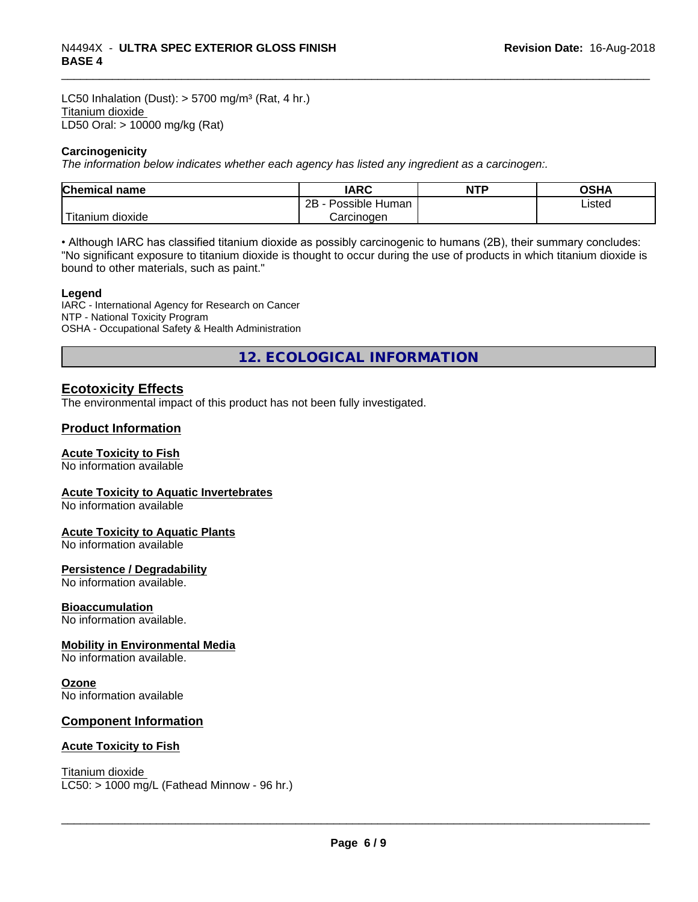LC50 Inhalation (Dust): > 5700 mg/m³ (Rat, 4 hr.)
Titanium dioxide
LD50 Oral: > 10000 mg/kg (Rat)

**Carcinogenicity**

*The information below indicates whether each agency has listed any ingredient as a carcinogen:.*

| Chemical name | IARC | NTP | OSHA |
|---|---|---|---|
| Titanium dioxide | 2B - Possible Human Carcinogen | | Listed |

• Although IARC has classified titanium dioxide as possibly carcinogenic to humans (2B), their summary concludes: "No significant exposure to titanium dioxide is thought to occur during the use of products in which titanium dioxide is bound to other materials, such as paint."

**Legend**

IARC - International Agency for Research on Cancer
NTP - National Toxicity Program
OSHA - Occupational Safety & Health Administration

## 12. ECOLOGICAL INFORMATION

### Ecotoxicity Effects

The environmental impact of this product has not been fully investigated.

### Product Information

**Acute Toxicity to Fish**
No information available

**Acute Toxicity to Aquatic Invertebrates**
No information available

**Acute Toxicity to Aquatic Plants**
No information available

**Persistence / Degradability**
No information available.

**Bioaccumulation**
No information available.

**Mobility in Environmental Media**
No information available.

**Ozone**
No information available

### Component Information

**Acute Toxicity to Fish**

Titanium dioxide
LC50: > 1000 mg/L (Fathead Minnow - 96 hr.)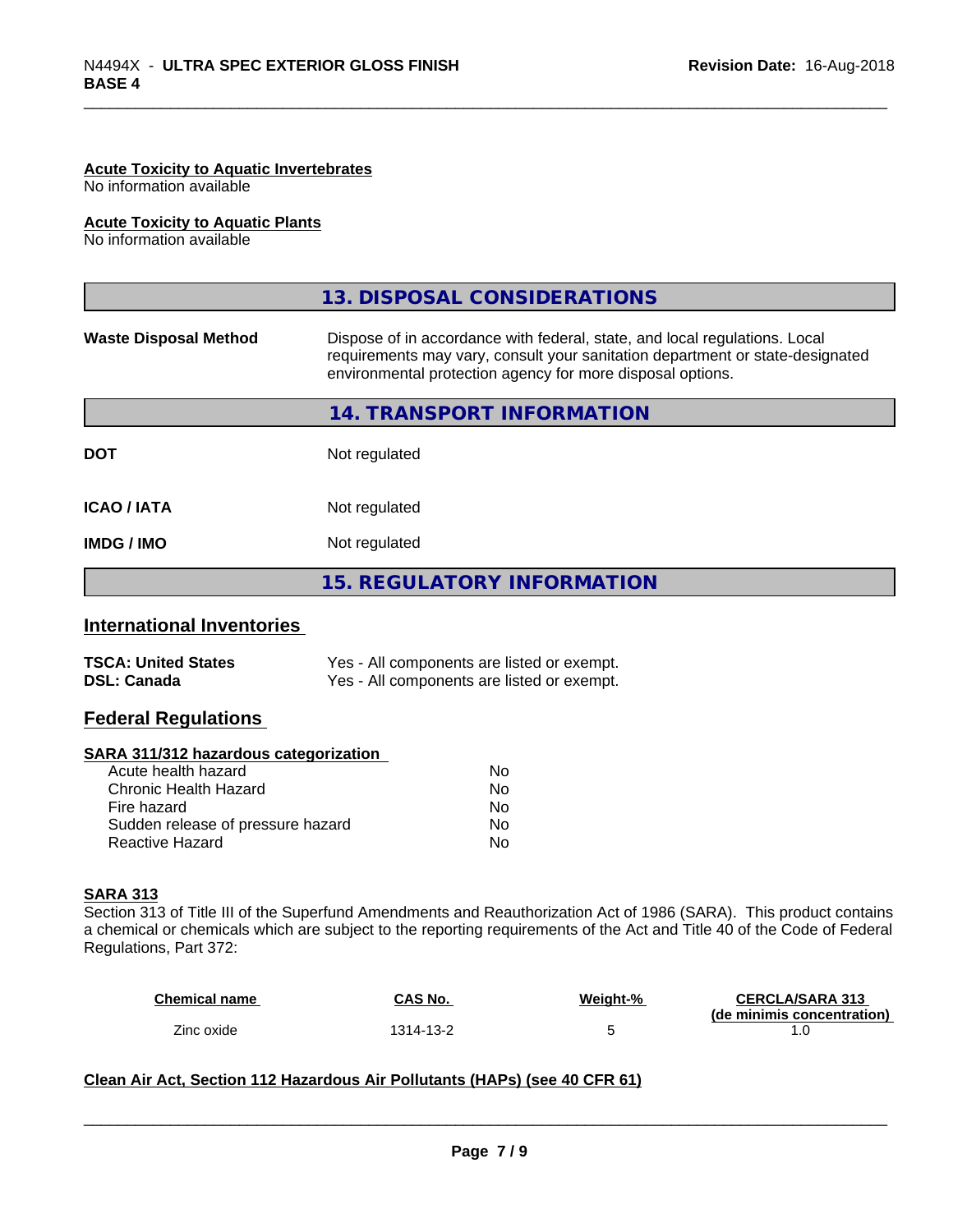**Acute Toxicity to Aquatic Invertebrates**
No information available

**Acute Toxicity to Aquatic Plants**
No information available

## 13. DISPOSAL CONSIDERATIONS

| | |
|---|---|
| **Waste Disposal Method** | Dispose of in accordance with federal, state, and local regulations. Local requirements may vary, consult your sanitation department or state-designated environmental protection agency for more disposal options. |

## 14. TRANSPORT INFORMATION

| | |
|---|---|
| **DOT** | Not regulated |
| **ICAO / IATA** | Not regulated |
| **IMDG / IMO** | Not regulated |

## 15. REGULATORY INFORMATION

### International Inventories

| | |
|---|---|
| **TSCA: United States** | Yes - All components are listed or exempt. |
| **DSL: Canada** | Yes - All components are listed or exempt. |

### Federal Regulations

**SARA 311/312 hazardous categorization**

| | |
|---|---|
| Acute health hazard | No |
| Chronic Health Hazard | No |
| Fire hazard | No |
| Sudden release of pressure hazard | No |
| Reactive Hazard | No |

**SARA 313**

Section 313 of Title III of the Superfund Amendments and Reauthorization Act of 1986 (SARA). This product contains a chemical or chemicals which are subject to the reporting requirements of the Act and Title 40 of the Code of Federal Regulations, Part 372:

| Chemical name | CAS No. | Weight-% | CERCLA/SARA 313 (de minimis concentration) |
|---|---|---|---|
| Zinc oxide | 1314-13-2 | 5 | 1.0 |

**Clean Air Act, Section 112 Hazardous Air Pollutants (HAPs) (see 40 CFR 61)**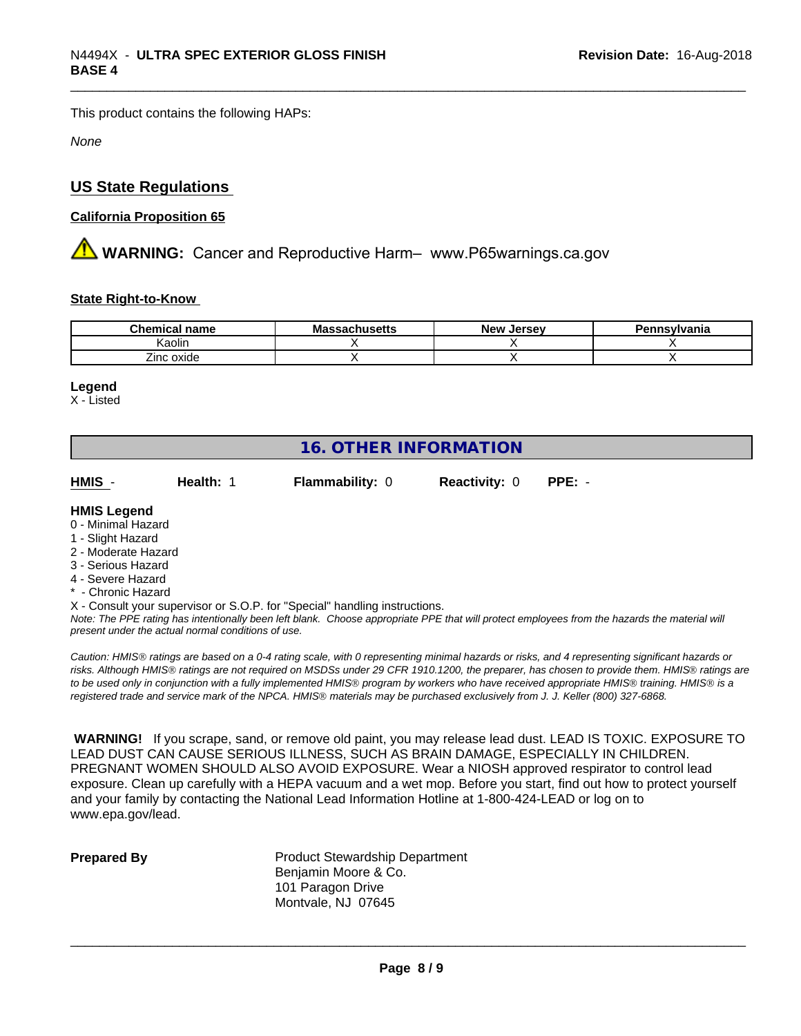This product contains the following HAPs:

*None*

## US State Regulations

**California Proposition 65**

⚠ **WARNING:** Cancer and Reproductive Harm– www.P65warnings.ca.gov

**State Right-to-Know**

| Chemical name | Massachusetts | New Jersey | Pennsylvania |
|---|---|---|---|
| Kaolin | X | X | X |
| Zinc oxide | X | X | X |

**Legend**
X - Listed

## 16. OTHER INFORMATION

| **HMIS** - | **Health:** 1 | **Flammability:** 0 | **Reactivity:** 0 | **PPE:** - |
|---|---|---|---|---|

**HMIS Legend**
0 - Minimal Hazard
1 - Slight Hazard
2 - Moderate Hazard
3 - Serious Hazard
4 - Severe Hazard
* - Chronic Hazard
X - Consult your supervisor or S.O.P. for "Special" handling instructions.
*Note: The PPE rating has intentionally been left blank. Choose appropriate PPE that will protect employees from the hazards the material will present under the actual normal conditions of use.*

*Caution: HMIS® ratings are based on a 0-4 rating scale, with 0 representing minimal hazards or risks, and 4 representing significant hazards or risks. Although HMIS® ratings are not required on MSDSs under 29 CFR 1910.1200, the preparer, has chosen to provide them. HMIS® ratings are to be used only in conjunction with a fully implemented HMIS® program by workers who have received appropriate HMIS® training. HMIS® is a registered trade and service mark of the NPCA. HMIS® materials may be purchased exclusively from J. J. Keller (800) 327-6868.*

**WARNING!** If you scrape, sand, or remove old paint, you may release lead dust. LEAD IS TOXIC. EXPOSURE TO LEAD DUST CAN CAUSE SERIOUS ILLNESS, SUCH AS BRAIN DAMAGE, ESPECIALLY IN CHILDREN. PREGNANT WOMEN SHOULD ALSO AVOID EXPOSURE. Wear a NIOSH approved respirator to control lead exposure. Clean up carefully with a HEPA vacuum and a wet mop. Before you start, find out how to protect yourself and your family by contacting the National Lead Information Hotline at 1-800-424-LEAD or log on to www.epa.gov/lead.

**Prepared By**
Product Stewardship Department
Benjamin Moore & Co.
101 Paragon Drive
Montvale, NJ 07645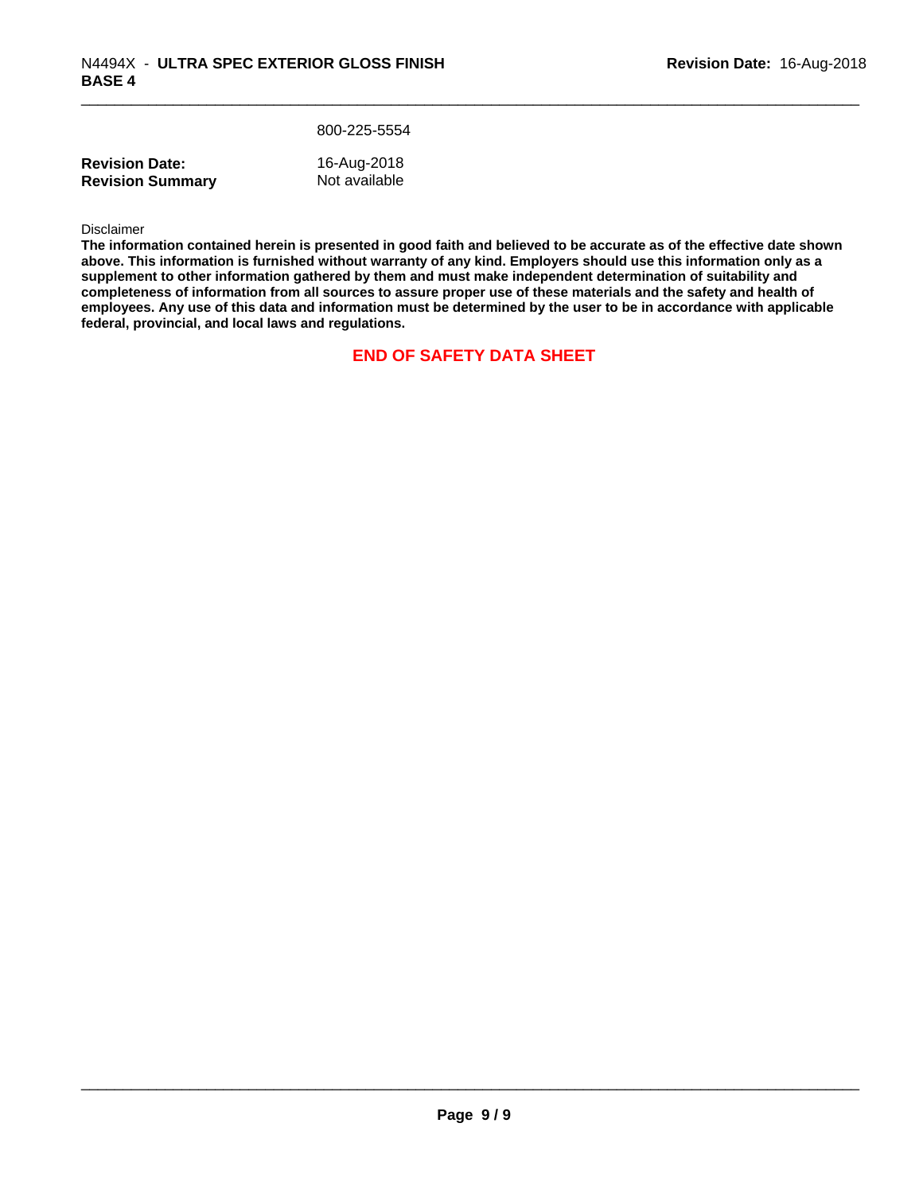800-225-5554

**Revision Date:** 16-Aug-2018
**Revision Summary** Not available

Disclaimer

**The information contained herein is presented in good faith and believed to be accurate as of the effective date shown above. This information is furnished without warranty of any kind. Employers should use this information only as a supplement to other information gathered by them and must make independent determination of suitability and completeness of information from all sources to assure proper use of these materials and the safety and health of employees. Any use of this data and information must be determined by the user to be in accordance with applicable federal, provincial, and local laws and regulations.**

**END OF SAFETY DATA SHEET**